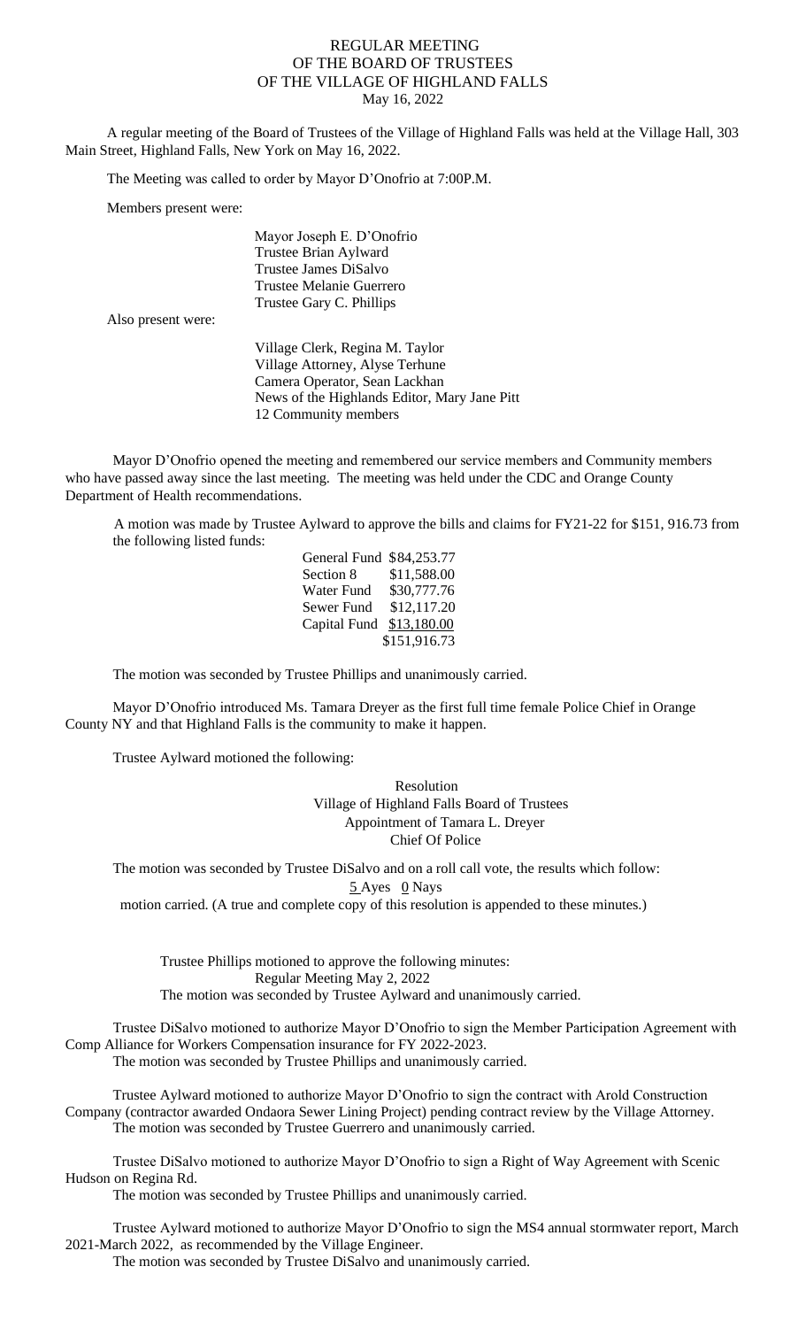# REGULAR MEETING
# OF THE BOARD OF TRUSTEES
# OF THE VILLAGE OF HIGHLAND FALLS

May 16, 2022

A regular meeting of the Board of Trustees of the Village of Highland Falls was held at the Village Hall, 303 Main Street, Highland Falls, New York on May 16, 2022.

The Meeting was called to order by Mayor D'Onofrio at 7:00P.M.

Members present were:

Mayor Joseph E. D'Onofrio
Trustee Brian Aylward
Trustee James DiSalvo
Trustee Melanie Guerrero
Trustee Gary C. Phillips

Also present were:

Village Clerk, Regina M. Taylor
Village Attorney, Alyse Terhune
Camera Operator, Sean Lackhan
News of the Highlands Editor, Mary Jane Pitt
12 Community members

Mayor D'Onofrio opened the meeting and remembered our service members and Community members who have passed away since the last meeting. The meeting was held under the CDC and Orange County Department of Health recommendations.

A motion was made by Trustee Aylward to approve the bills and claims for FY21-22 for $151, 916.73 from the following listed funds:

| | |
|---|---|
| General Fund | $84,253.77 |
| Section 8 | $11,588.00 |
| Water Fund | $30,777.76 |
| Sewer Fund | $12,117.20 |
| Capital Fund | $13,180.00 |
| | $151,916.73 |

The motion was seconded by Trustee Phillips and unanimously carried.

Mayor D'Onofrio introduced Ms. Tamara Dreyer as the first full time female Police Chief in Orange County NY and that Highland Falls is the community to make it happen.

Trustee Aylward motioned the following:

Resolution
Village of Highland Falls Board of Trustees
Appointment of Tamara L. Dreyer
Chief Of Police

The motion was seconded by Trustee DiSalvo and on a roll call vote, the results which follow:

5 Ayes 0 Nays

motion carried. (A true and complete copy of this resolution is appended to these minutes.)

Trustee Phillips motioned to approve the following minutes:
Regular Meeting May 2, 2022
The motion was seconded by Trustee Aylward and unanimously carried.

Trustee DiSalvo motioned to authorize Mayor D'Onofrio to sign the Member Participation Agreement with Comp Alliance for Workers Compensation insurance for FY 2022-2023.
The motion was seconded by Trustee Phillips and unanimously carried.

Trustee Aylward motioned to authorize Mayor D'Onofrio to sign the contract with Arold Construction Company (contractor awarded Ondaora Sewer Lining Project) pending contract review by the Village Attorney.
The motion was seconded by Trustee Guerrero and unanimously carried.

Trustee DiSalvo motioned to authorize Mayor D'Onofrio to sign a Right of Way Agreement with Scenic Hudson on Regina Rd.
The motion was seconded by Trustee Phillips and unanimously carried.

Trustee Aylward motioned to authorize Mayor D'Onofrio to sign the MS4 annual stormwater report, March 2021-March 2022, as recommended by the Village Engineer.
The motion was seconded by Trustee DiSalvo and unanimously carried.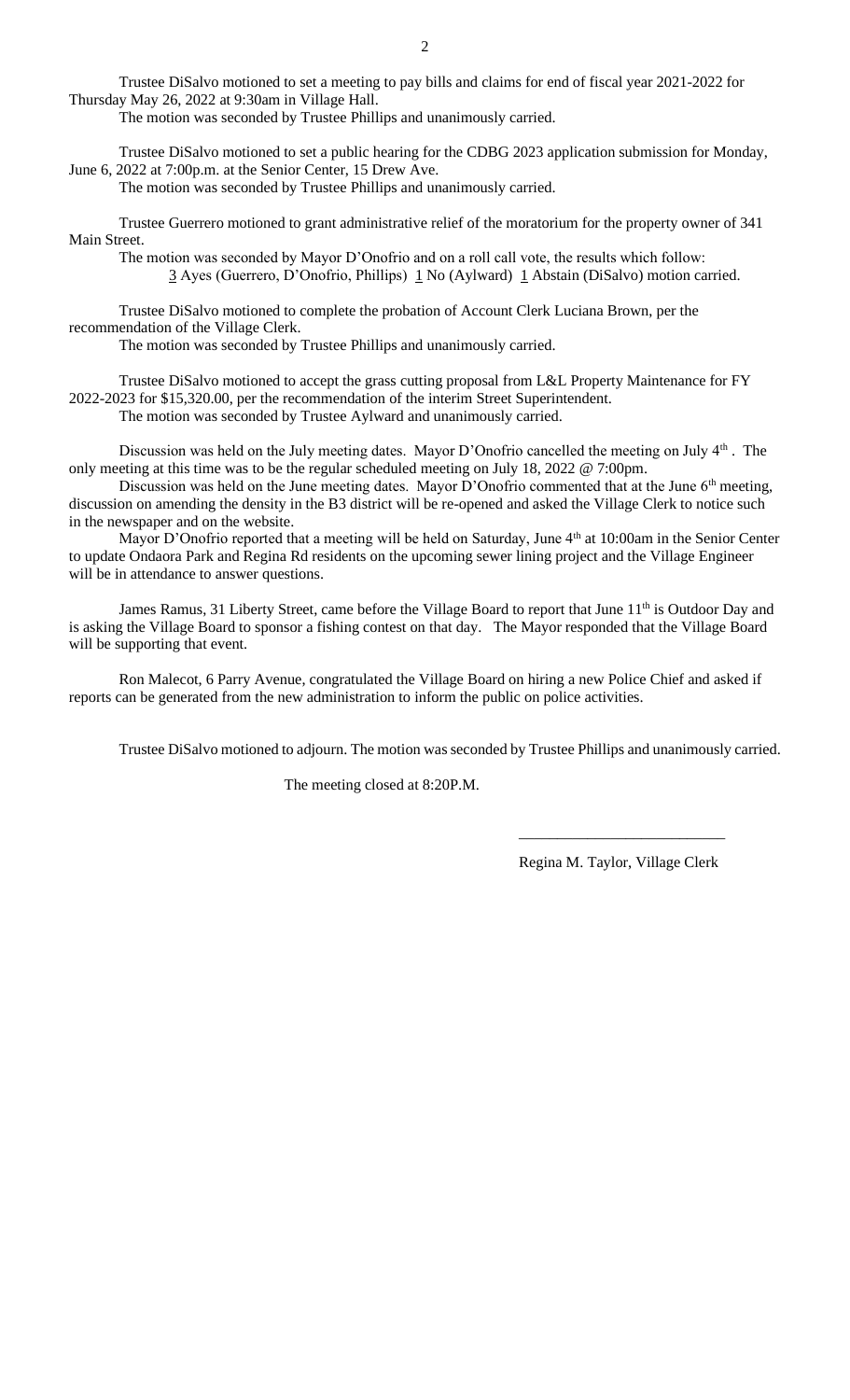Trustee DiSalvo motioned to set a meeting to pay bills and claims for end of fiscal year 2021-2022 for Thursday May 26, 2022 at 9:30am in Village Hall.

The motion was seconded by Trustee Phillips and unanimously carried.

Trustee DiSalvo motioned to set a public hearing for the CDBG 2023 application submission for Monday, June 6, 2022 at 7:00p.m. at the Senior Center, 15 Drew Ave.

The motion was seconded by Trustee Phillips and unanimously carried.

Trustee Guerrero motioned to grant administrative relief of the moratorium for the property owner of 341 Main Street.

The motion was seconded by Mayor D'Onofrio and on a roll call vote, the results which follow:

3 Ayes (Guerrero, D'Onofrio, Phillips) 1 No (Aylward) 1 Abstain (DiSalvo) motion carried.

Trustee DiSalvo motioned to complete the probation of Account Clerk Luciana Brown, per the recommendation of the Village Clerk.

The motion was seconded by Trustee Phillips and unanimously carried.

Trustee DiSalvo motioned to accept the grass cutting proposal from L&L Property Maintenance for FY 2022-2023 for $15,320.00, per the recommendation of the interim Street Superintendent.

The motion was seconded by Trustee Aylward and unanimously carried.

Discussion was held on the July meeting dates. Mayor D'Onofrio cancelled the meeting on July 4th . The only meeting at this time was to be the regular scheduled meeting on July 18, 2022 @ 7:00pm.

Discussion was held on the June meeting dates. Mayor D'Onofrio commented that at the June 6th meeting, discussion on amending the density in the B3 district will be re-opened and asked the Village Clerk to notice such in the newspaper and on the website.

Mayor D'Onofrio reported that a meeting will be held on Saturday, June 4th at 10:00am in the Senior Center to update Ondaora Park and Regina Rd residents on the upcoming sewer lining project and the Village Engineer will be in attendance to answer questions.

James Ramus, 31 Liberty Street, came before the Village Board to report that June 11th is Outdoor Day and is asking the Village Board to sponsor a fishing contest on that day. The Mayor responded that the Village Board will be supporting that event.

Ron Malecot, 6 Parry Avenue, congratulated the Village Board on hiring a new Police Chief and asked if reports can be generated from the new administration to inform the public on police activities.

Trustee DiSalvo motioned to adjourn. The motion was seconded by Trustee Phillips and unanimously carried.

The meeting closed at 8:20P.M.

\_\_\_\_\_\_\_\_\_\_\_\_\_\_\_\_\_\_\_\_\_\_\_\_\_\_\_

Regina M. Taylor, Village Clerk